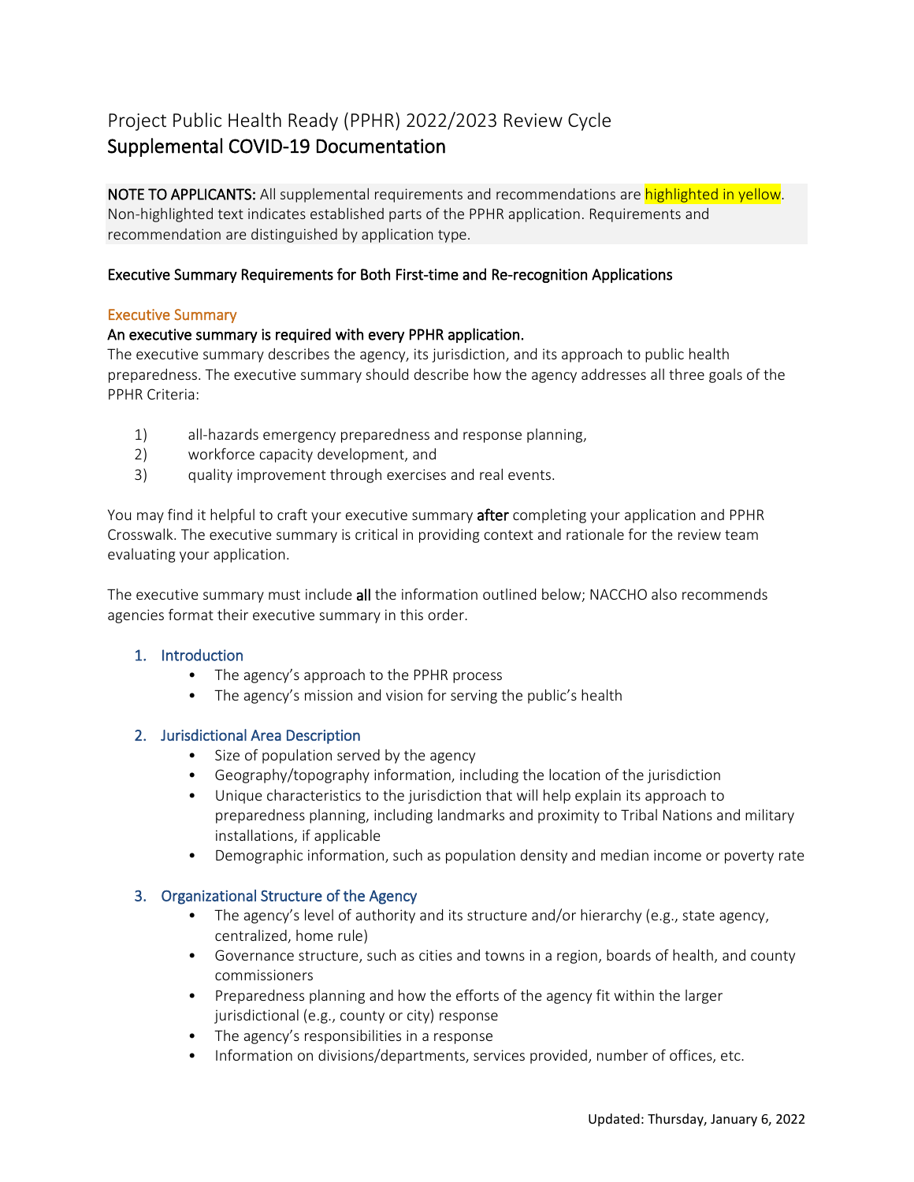# Project Public Health Ready (PPHR) 2022/2023 Review Cycle

## Supplemental COVID-19 Documentation

**NOTE TO APPLICANTS:** All supplemental requirements and recommendations are highlighted in yellow. Non-highlighted text indicates established parts of the PPHR application. Requirements and recommendation are distinguished by application type.

### Executive Summary Requirements for Both First-time and Re-recognition Applications

#### Executive Summary

**An executive summary is required with every PPHR application.**

The executive summary describes the agency, its jurisdiction, and its approach to public health preparedness. The executive summary should describe how the agency addresses all three goals of the PPHR Criteria:

1) all-hazards emergency preparedness and response planning,
2) workforce capacity development, and
3) quality improvement through exercises and real events.

You may find it helpful to craft your executive summary **after** completing your application and PPHR Crosswalk. The executive summary is critical in providing context and rationale for the review team evaluating your application.

The executive summary must include **all** the information outlined below; NACCHO also recommends agencies format their executive summary in this order.

1. **Introduction**
   - The agency's approach to the PPHR process
   - The agency's mission and vision for serving the public's health

2. **Jurisdictional Area Description**
   - Size of population served by the agency
   - Geography/topography information, including the location of the jurisdiction
   - Unique characteristics to the jurisdiction that will help explain its approach to preparedness planning, including landmarks and proximity to Tribal Nations and military installations, if applicable
   - Demographic information, such as population density and median income or poverty rate

3. **Organizational Structure of the Agency**
   - The agency's level of authority and its structure and/or hierarchy (e.g., state agency, centralized, home rule)
   - Governance structure, such as cities and towns in a region, boards of health, and county commissioners
   - Preparedness planning and how the efforts of the agency fit within the larger jurisdictional (e.g., county or city) response
   - The agency's responsibilities in a response
   - Information on divisions/departments, services provided, number of offices, etc.

Updated: Thursday, January 6, 2022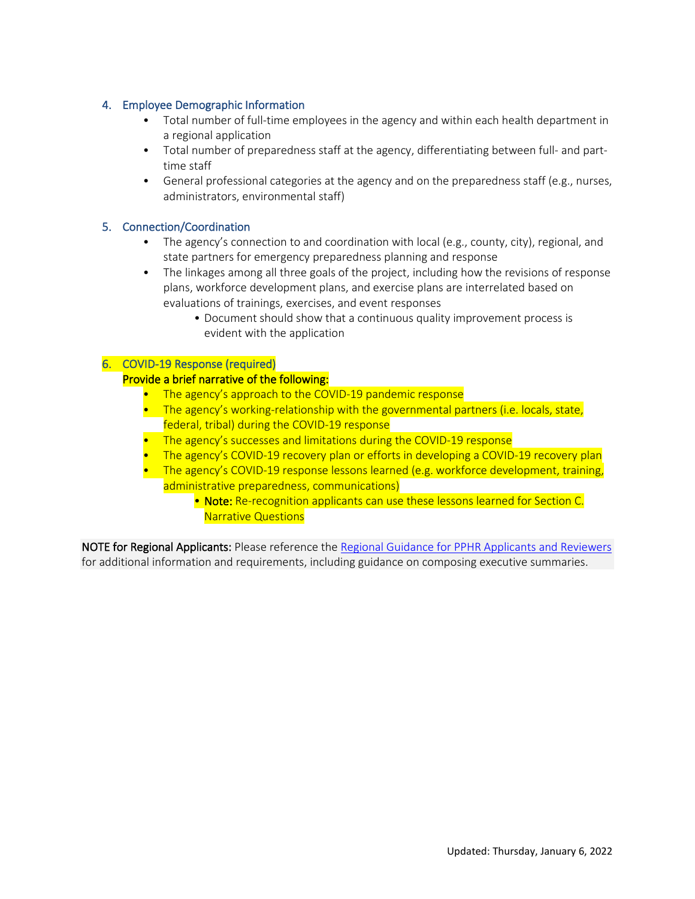4. Employee Demographic Information
    - Total number of full-time employees in the agency and within each health department in a regional application
    - Total number of preparedness staff at the agency, differentiating between full- and part-time staff
    - General professional categories at the agency and on the preparedness staff (e.g., nurses, administrators, environmental staff)

5. Connection/Coordination
    - The agency's connection to and coordination with local (e.g., county, city), regional, and state partners for emergency preparedness planning and response
    - The linkages among all three goals of the project, including how the revisions of response plans, workforce development plans, and exercise plans are interrelated based on evaluations of trainings, exercises, and event responses
        - Document should show that a continuous quality improvement process is evident with the application

6. COVID-19 Response (required)
   **Provide a brief narrative of the following:**
    - The agency's approach to the COVID-19 pandemic response
    - The agency's working-relationship with the governmental partners (i.e. locals, state, federal, tribal) during the COVID-19 response
    - The agency's successes and limitations during the COVID-19 response
    - The agency's COVID-19 recovery plan or efforts in developing a COVID-19 recovery plan
    - The agency's COVID-19 response lessons learned (e.g. workforce development, training, administrative preparedness, communications)
        - **Note:** Re-recognition applicants can use these lessons learned for Section C. Narrative Questions

**NOTE for Regional Applicants:** Please reference the [Regional Guidance for PPHR Applicants and Reviewers] for additional information and requirements, including guidance on composing executive summaries.

Updated: Thursday, January 6, 2022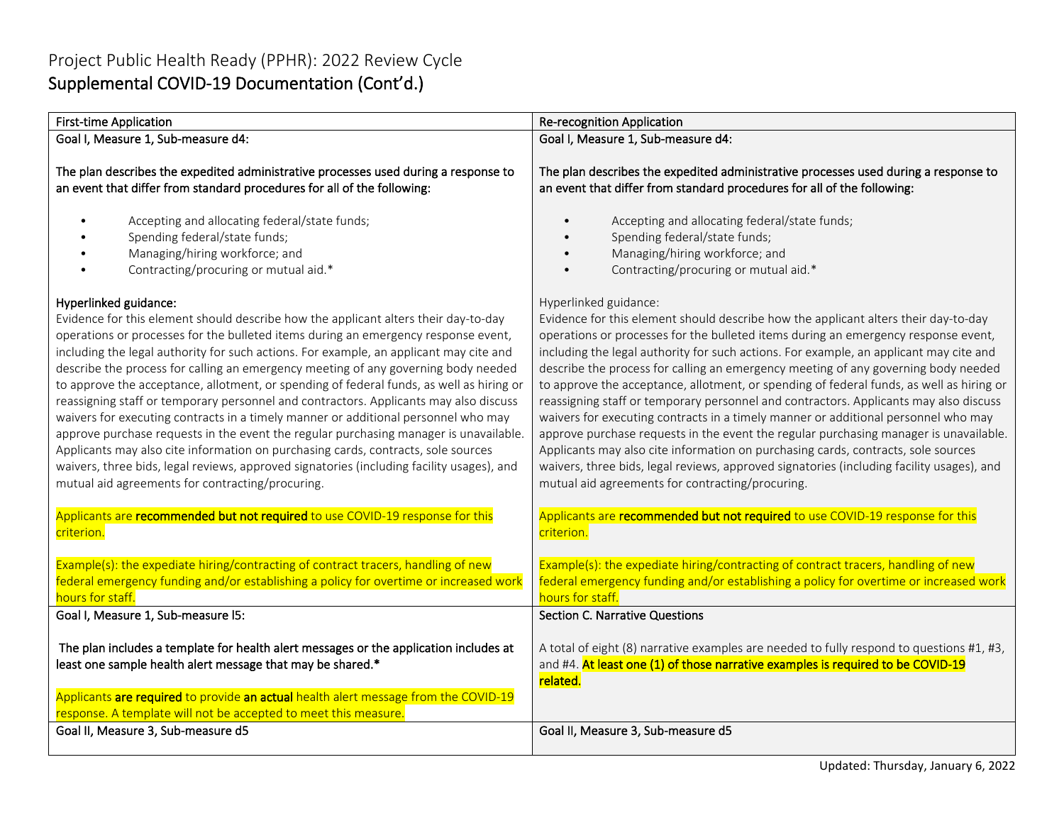# Project Public Health Ready (PPHR): 2022 Review Cycle

## Supplemental COVID-19 Documentation (Cont'd.)

| First-time Application | Re-recognition Application |
| --- | --- |
| Goal I, Measure 1, Sub-measure d4:<br><br>**The plan describes the expedited administrative processes used during a response to an event that differ from standard procedures for all of the following:**<br><br>• Accepting and allocating federal/state funds;<br>• Spending federal/state funds;<br>• Managing/hiring workforce; and<br>• Contracting/procuring or mutual aid.*<br><br>Hyperlinked guidance:<br>Evidence for this element should describe how the applicant alters their day-to-day operations or processes for the bulleted items during an emergency response event, including the legal authority for such actions. For example, an applicant may cite and describe the process for calling an emergency meeting of any governing body needed to approve the acceptance, allotment, or spending of federal funds, as well as hiring or reassigning staff or temporary personnel and contractors. Applicants may also discuss waivers for executing contracts in a timely manner or additional personnel who may approve purchase requests in the event the regular purchasing manager is unavailable. Applicants may also cite information on purchasing cards, contracts, sole sources waivers, three bids, legal reviews, approved signatories (including facility usages), and mutual aid agreements for contracting/procuring.<br><br>Applicants are **recommended but not required** to use COVID-19 response for this criterion.<br><br>Example(s): the expediate hiring/contracting of contract tracers, handling of new federal emergency funding and/or establishing a policy for overtime or increased work hours for staff. | Goal I, Measure 1, Sub-measure d4:<br><br>**The plan describes the expedited administrative processes used during a response to an event that differ from standard procedures for all of the following:**<br><br>• Accepting and allocating federal/state funds;<br>• Spending federal/state funds;<br>• Managing/hiring workforce; and<br>• Contracting/procuring or mutual aid.*<br><br>Hyperlinked guidance:<br>Evidence for this element should describe how the applicant alters their day-to-day operations or processes for the bulleted items during an emergency response event, including the legal authority for such actions. For example, an applicant may cite and describe the process for calling an emergency meeting of any governing body needed to approve the acceptance, allotment, or spending of federal funds, as well as hiring or reassigning staff or temporary personnel and contractors. Applicants may also discuss waivers for executing contracts in a timely manner or additional personnel who may approve purchase requests in the event the regular purchasing manager is unavailable. Applicants may also cite information on purchasing cards, contracts, sole sources waivers, three bids, legal reviews, approved signatories (including facility usages), and mutual aid agreements for contracting/procuring.<br><br>Applicants are **recommended but not required** to use COVID-19 response for this criterion.<br><br>Example(s): the expediate hiring/contracting of contract tracers, handling of new federal emergency funding and/or establishing a policy for overtime or increased work hours for staff. |
| Goal I, Measure 1, Sub-measure l5:<br><br>**The plan includes a template for health alert messages or the application includes at least one sample health alert message that may be shared.***<br><br>Applicants **are required** to provide **an actual** health alert message from the COVID-19 response. A template will not be accepted to meet this measure. | Section C. Narrative Questions<br><br>A total of eight (8) narrative examples are needed to fully respond to questions #1, #3, and #4. **At least one (1) of those narrative examples is required to be COVID-19 related.** |
| Goal II, Measure 3, Sub-measure d5 | Goal II, Measure 3, Sub-measure d5 |

Updated: Thursday, January 6, 2022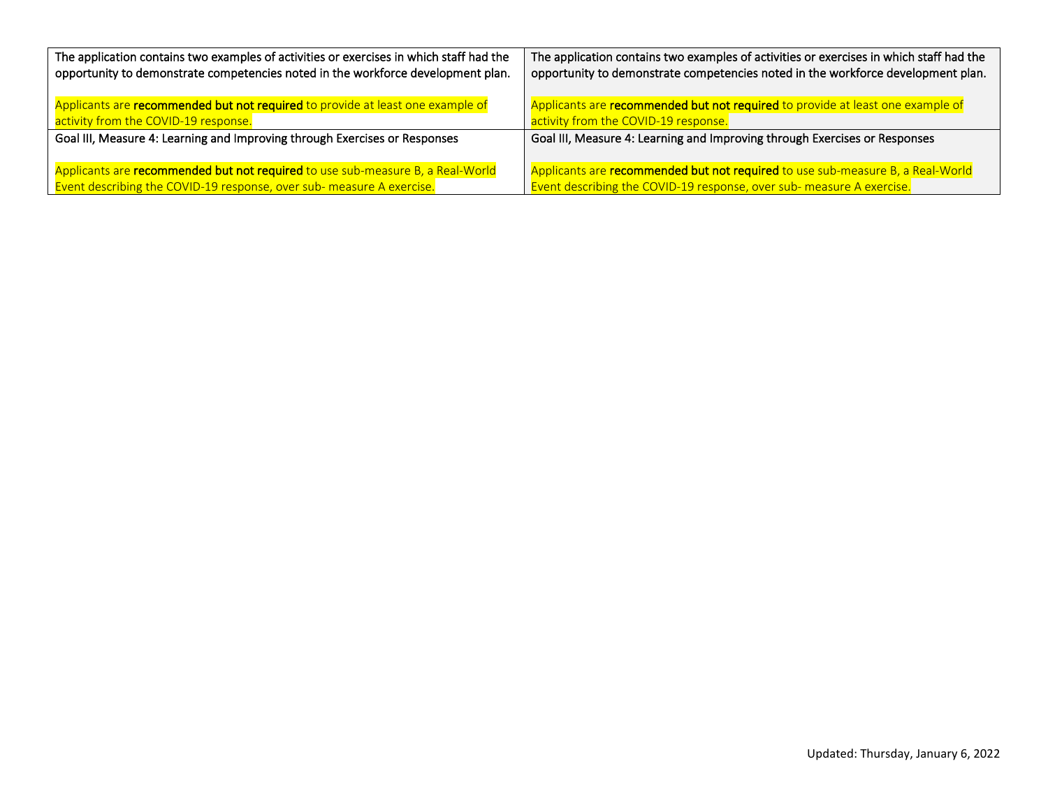| | |
|---|---|
| The application contains two examples of activities or exercises in which staff had the opportunity to demonstrate competencies noted in the workforce development plan.<br><br>Applicants are **recommended but not required** to provide at least one example of activity from the COVID-19 response. | The application contains two examples of activities or exercises in which staff had the opportunity to demonstrate competencies noted in the workforce development plan.<br><br>Applicants are **recommended but not required** to provide at least one example of activity from the COVID-19 response. |
| Goal III, Measure 4: Learning and Improving through Exercises or Responses<br><br>Applicants are **recommended but not required** to use sub-measure B, a Real-World Event describing the COVID-19 response, over sub- measure A exercise. | Goal III, Measure 4: Learning and Improving through Exercises or Responses<br><br>Applicants are **recommended but not required** to use sub-measure B, a Real-World Event describing the COVID-19 response, over sub- measure A exercise. |

Updated: Thursday, January 6, 2022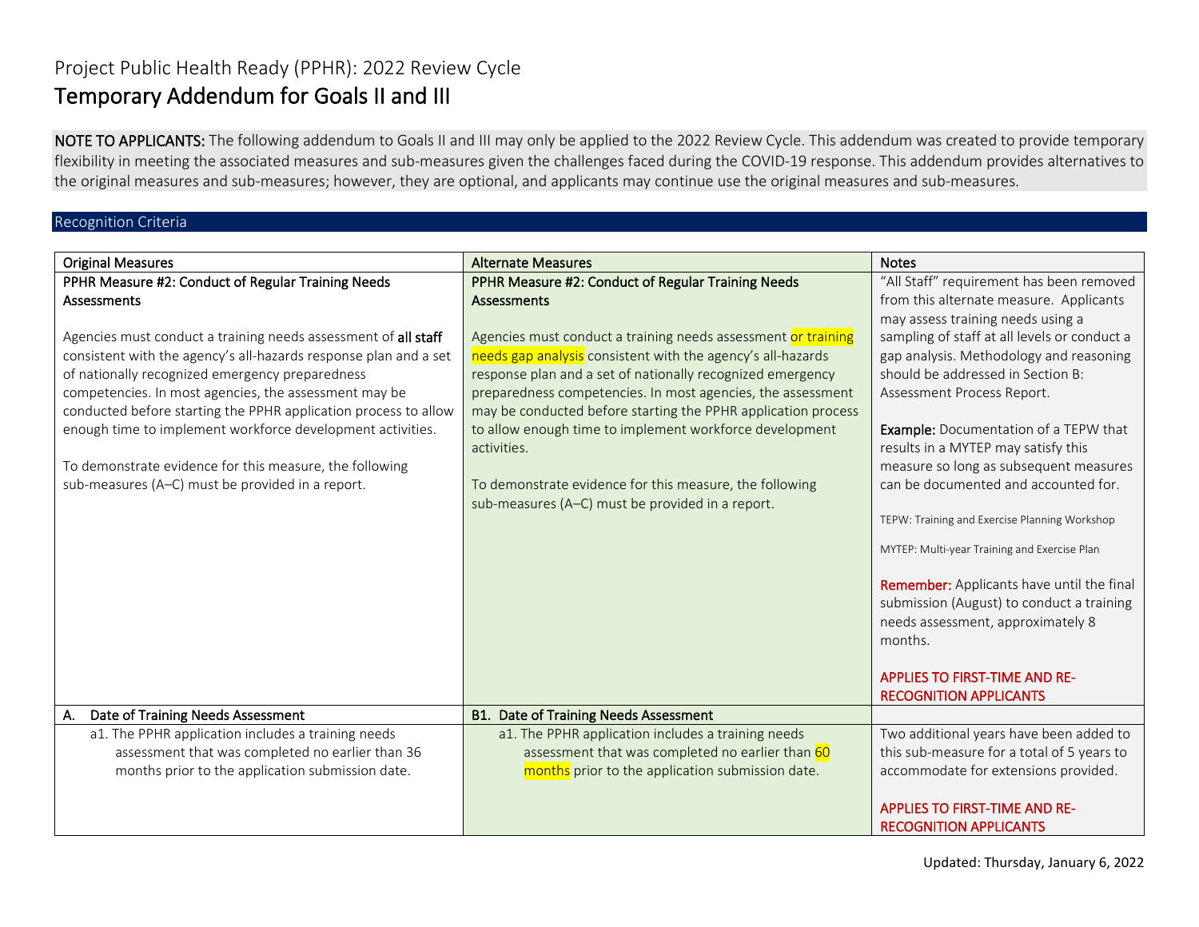Project Public Health Ready (PPHR): 2022 Review Cycle

# Temporary Addendum for Goals II and III

**NOTE TO APPLICANTS:** The following addendum to Goals II and III may only be applied to the 2022 Review Cycle. This addendum was created to provide temporary flexibility in meeting the associated measures and sub-measures given the challenges faced during the COVID-19 response. This addendum provides alternatives to the original measures and sub-measures; however, they are optional, and applicants may continue use the original measures and sub-measures.

## Recognition Criteria

| Original Measures | Alternate Measures | Notes |
|---|---|---|
| **PPHR Measure #2: Conduct of Regular Training Needs Assessments**<br><br>Agencies must conduct a training needs assessment of **all staff** consistent with the agency's all-hazards response plan and a set of nationally recognized emergency preparedness competencies. In most agencies, the assessment may be conducted before starting the PPHR application process to allow enough time to implement workforce development activities.<br><br>To demonstrate evidence for this measure, the following sub-measures (A–C) must be provided in a report. | **PPHR Measure #2: Conduct of Regular Training Needs Assessments**<br><br>Agencies must conduct a training needs assessment or training needs gap analysis consistent with the agency's all-hazards response plan and a set of nationally recognized emergency preparedness competencies. In most agencies, the assessment may be conducted before starting the PPHR application process to allow enough time to implement workforce development activities.<br><br>To demonstrate evidence for this measure, the following sub-measures (A–C) must be provided in a report. | "All Staff" requirement has been removed from this alternate measure. Applicants may assess training needs using a sampling of staff at all levels or conduct a gap analysis. Methodology and reasoning should be addressed in Section B: Assessment Process Report.<br><br>**Example:** Documentation of a TEPW that results in a MYTEP may satisfy this measure so long as subsequent measures can be documented and accounted for.<br><br>TEPW: Training and Exercise Planning Workshop<br><br>MYTEP: Multi-year Training and Exercise Plan<br><br>**Remember:** Applicants have until the final submission (August) to conduct a training needs assessment, approximately 8 months.<br><br>APPLIES TO FIRST-TIME AND RE-RECOGNITION APPLICANTS |
| **A. Date of Training Needs Assessment** | **B1. Date of Training Needs Assessment** | |
| a1. The PPHR application includes a training needs assessment that was completed no earlier than 36 months prior to the application submission date. | a1. The PPHR application includes a training needs assessment that was completed no earlier than 60 months prior to the application submission date. | Two additional years have been added to this sub-measure for a total of 5 years to accommodate for extensions provided.<br><br>APPLIES TO FIRST-TIME AND RE-RECOGNITION APPLICANTS |

Updated: Thursday, January 6, 2022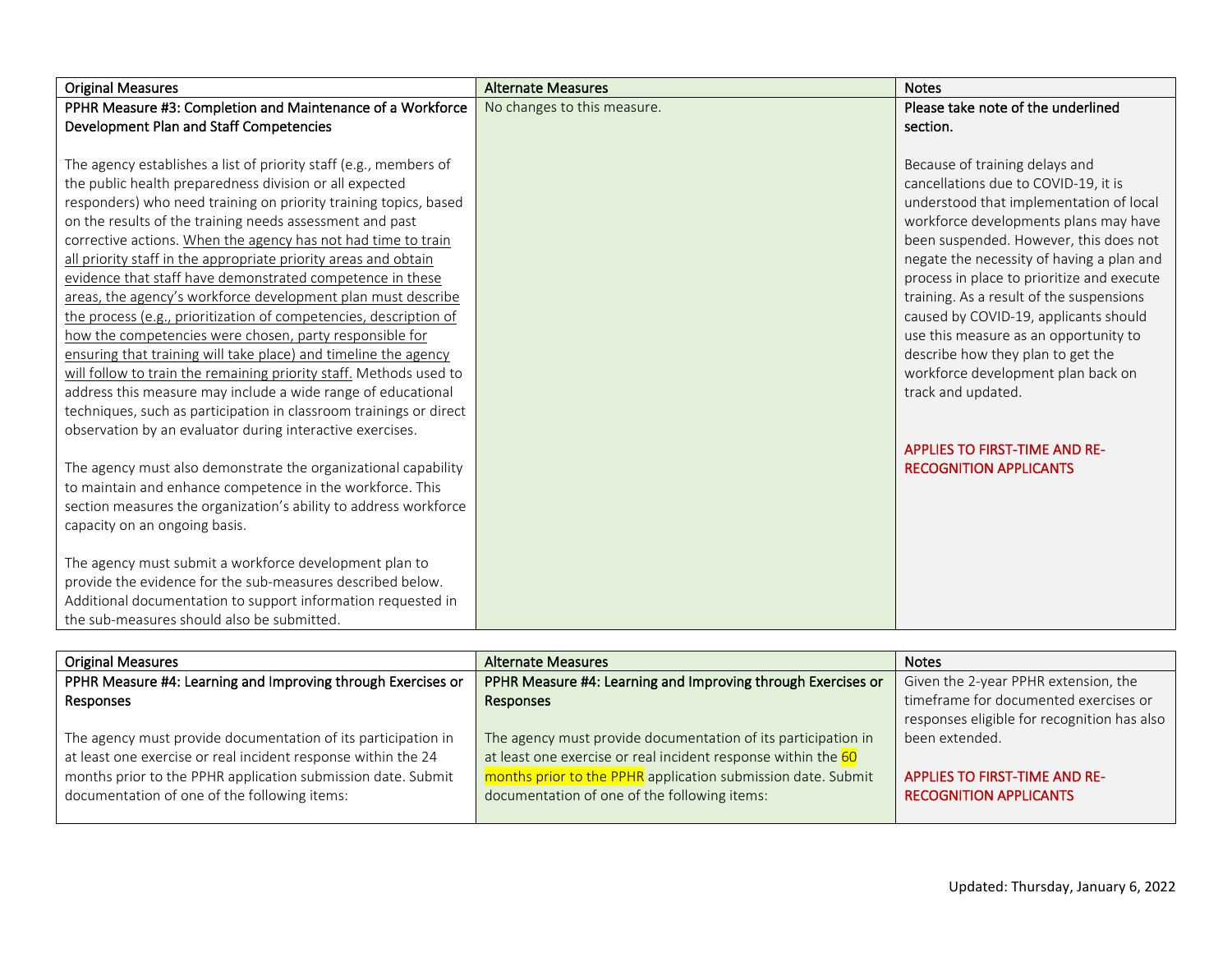| Original Measures | Alternate Measures | Notes |
|---|---|---|
| **PPHR Measure #3: Completion and Maintenance of a Workforce Development Plan and Staff Competencies**<br><br>The agency establishes a list of priority staff (e.g., members of the public health preparedness division or all expected responders) who need training on priority training topics, based on the results of the training needs assessment and past corrective actions. <u>When the agency has not had time to train all priority staff in the appropriate priority areas and obtain evidence that staff have demonstrated competence in these areas, the agency's workforce development plan must describe the process (e.g., prioritization of competencies, description of how the competencies were chosen, party responsible for ensuring that training will take place) and timeline the agency will follow to train the remaining priority staff.</u> Methods used to address this measure may include a wide range of educational techniques, such as participation in classroom trainings or direct observation by an evaluator during interactive exercises.<br><br>The agency must also demonstrate the organizational capability to maintain and enhance competence in the workforce. This section measures the organization's ability to address workforce capacity on an ongoing basis.<br><br>The agency must submit a workforce development plan to provide the evidence for the sub-measures described below. Additional documentation to support information requested in the sub-measures should also be submitted. | No changes to this measure. | **Please take note of the underlined section.**<br><br>Because of training delays and cancellations due to COVID-19, it is understood that implementation of local workforce developments plans may have been suspended. However, this does not negate the necessity of having a plan and process in place to prioritize and execute training. As a result of the suspensions caused by COVID-19, applicants should use this measure as an opportunity to describe how they plan to get the workforce development plan back on track and updated.<br><br>APPLIES TO FIRST-TIME AND RE-RECOGNITION APPLICANTS |

| Original Measures | Alternate Measures | Notes |
|---|---|---|
| **PPHR Measure #4: Learning and Improving through Exercises or Responses**<br><br>The agency must provide documentation of its participation in at least one exercise or real incident response within the 24 months prior to the PPHR application submission date. Submit documentation of one of the following items: | **PPHR Measure #4: Learning and Improving through Exercises or Responses**<br><br>The agency must provide documentation of its participation in at least one exercise or real incident response within the 60 months prior to the PPHR application submission date. Submit documentation of one of the following items: | Given the 2-year PPHR extension, the timeframe for documented exercises or responses eligible for recognition has also been extended.<br><br>APPLIES TO FIRST-TIME AND RE-RECOGNITION APPLICANTS |

Updated: Thursday, January 6, 2022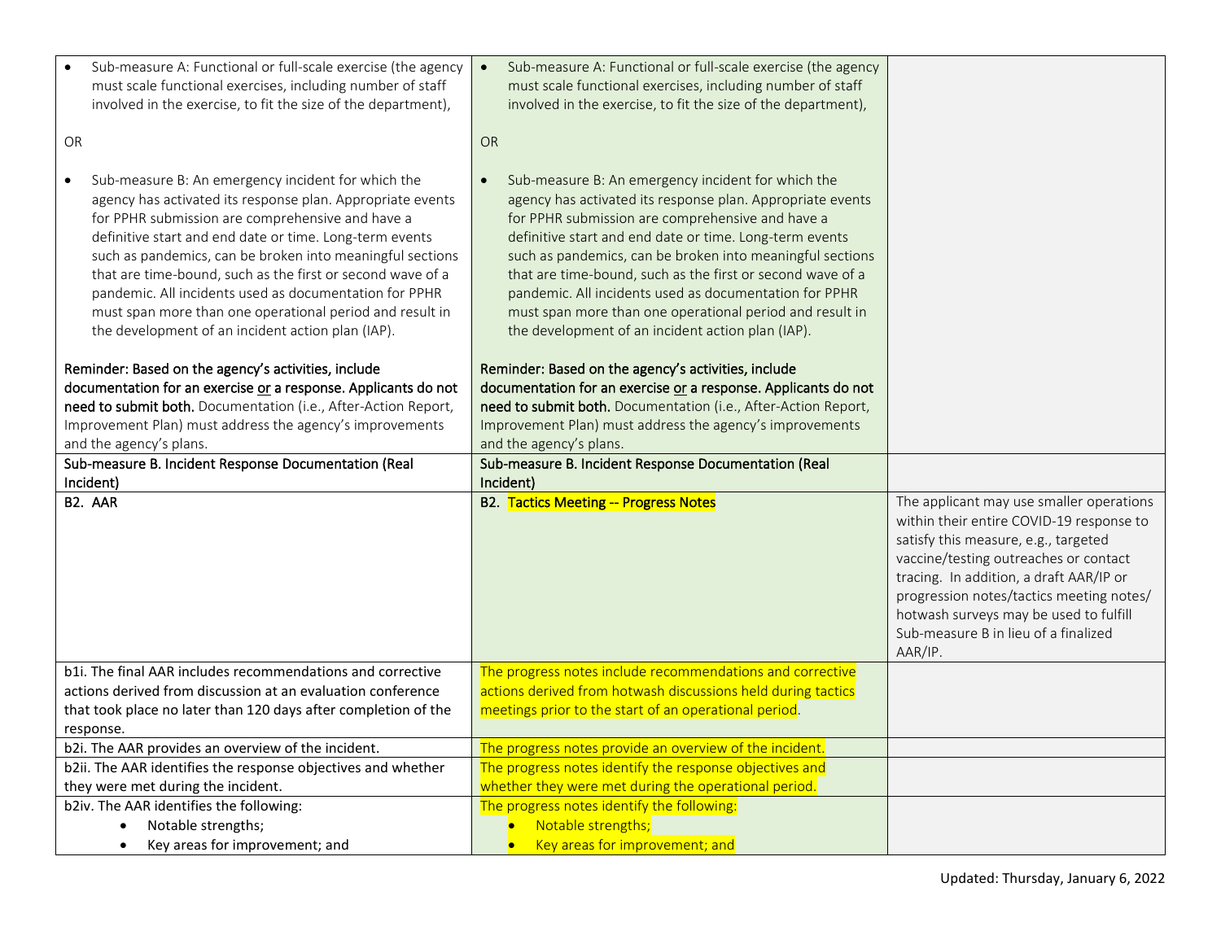| | | |
|---|---|---|
| • Sub-measure A: Functional or full-scale exercise (the agency must scale functional exercises, including number of staff involved in the exercise, to fit the size of the department),<br><br>OR<br><br>• Sub-measure B: An emergency incident for which the agency has activated its response plan. Appropriate events for PPHR submission are comprehensive and have a definitive start and end date or time. Long-term events such as pandemics, can be broken into meaningful sections that are time-bound, such as the first or second wave of a pandemic. All incidents used as documentation for PPHR must span more than one operational period and result in the development of an incident action plan (IAP).<br><br>**Reminder: Based on the agency's activities, include documentation for an exercise or a response. Applicants do not need to submit both.** Documentation (i.e., After-Action Report, Improvement Plan) must address the agency's improvements and the agency's plans. | • Sub-measure A: Functional or full-scale exercise (the agency must scale functional exercises, including number of staff involved in the exercise, to fit the size of the department),<br><br>OR<br><br>• Sub-measure B: An emergency incident for which the agency has activated its response plan. Appropriate events for PPHR submission are comprehensive and have a definitive start and end date or time. Long-term events such as pandemics, can be broken into meaningful sections that are time-bound, such as the first or second wave of a pandemic. All incidents used as documentation for PPHR must span more than one operational period and result in the development of an incident action plan (IAP).<br><br>**Reminder: Based on the agency's activities, include documentation for an exercise or a response. Applicants do not need to submit both.** Documentation (i.e., After-Action Report, Improvement Plan) must address the agency's improvements and the agency's plans. | |
| Sub-measure B. Incident Response Documentation (Real Incident) | Sub-measure B. Incident Response Documentation (Real Incident) | |
| **B2. AAR** | **B2. Tactics Meeting -- Progress Notes** | The applicant may use smaller operations within their entire COVID-19 response to satisfy this measure, e.g., targeted vaccine/testing outreaches or contact tracing. In addition, a draft AAR/IP or progression notes/tactics meeting notes/ hotwash surveys may be used to fulfill Sub-measure B in lieu of a finalized AAR/IP. |
| b1i. The final AAR includes recommendations and corrective actions derived from discussion at an evaluation conference that took place no later than 120 days after completion of the response. | The progress notes include recommendations and corrective actions derived from hotwash discussions held during tactics meetings prior to the start of an operational period. | |
| b2i. The AAR provides an overview of the incident. | The progress notes provide an overview of the incident. | |
| b2ii. The AAR identifies the response objectives and whether they were met during the incident. | The progress notes identify the response objectives and whether they were met during the operational period. | |
| b2iv. The AAR identifies the following:<br>• Notable strengths;<br>• Key areas for improvement; and | The progress notes identify the following:<br>• Notable strengths;<br>• Key areas for improvement; and | |

Updated: Thursday, January 6, 2022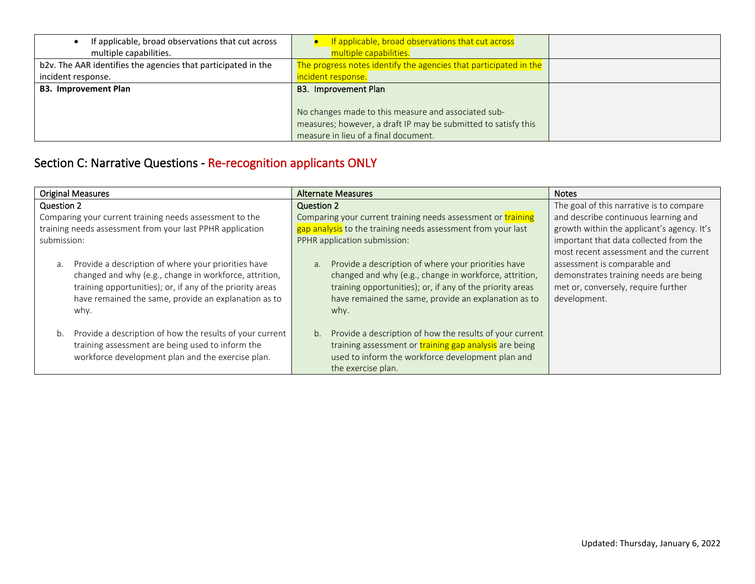| | | |
|---|---|---|
| • If applicable, broad observations that cut across multiple capabilities. | • If applicable, broad observations that cut across multiple capabilities. | |
| b2v. The AAR identifies the agencies that participated in the incident response. | The progress notes identify the agencies that participated in the incident response. | |
| **B3. Improvement Plan** | B3. Improvement Plan<br><br>No changes made to this measure and associated sub-measures; however, a draft IP may be submitted to satisfy this measure in lieu of a final document. | |

## Section C: Narrative Questions - Re-recognition applicants ONLY

| Original Measures | Alternate Measures | Notes |
|---|---|---|
| Question 2<br>Comparing your current training needs assessment to the training needs assessment from your last PPHR application submission:<br><br>a. Provide a description of where your priorities have changed and why (e.g., change in workforce, attrition, training opportunities); or, if any of the priority areas have remained the same, provide an explanation as to why.<br><br>b. Provide a description of how the results of your current training assessment are being used to inform the workforce development plan and the exercise plan. | Question 2<br>Comparing your current training needs assessment or training gap analysis to the training needs assessment from your last PPHR application submission:<br><br>a. Provide a description of where your priorities have changed and why (e.g., change in workforce, attrition, training opportunities); or, if any of the priority areas have remained the same, provide an explanation as to why.<br><br>b. Provide a description of how the results of your current training assessment or training gap analysis are being used to inform the workforce development plan and the exercise plan. | The goal of this narrative is to compare and describe continuous learning and growth within the applicant's agency. It's important that data collected from the most recent assessment and the current assessment is comparable and demonstrates training needs are being met or, conversely, require further development. |

Updated: Thursday, January 6, 2022